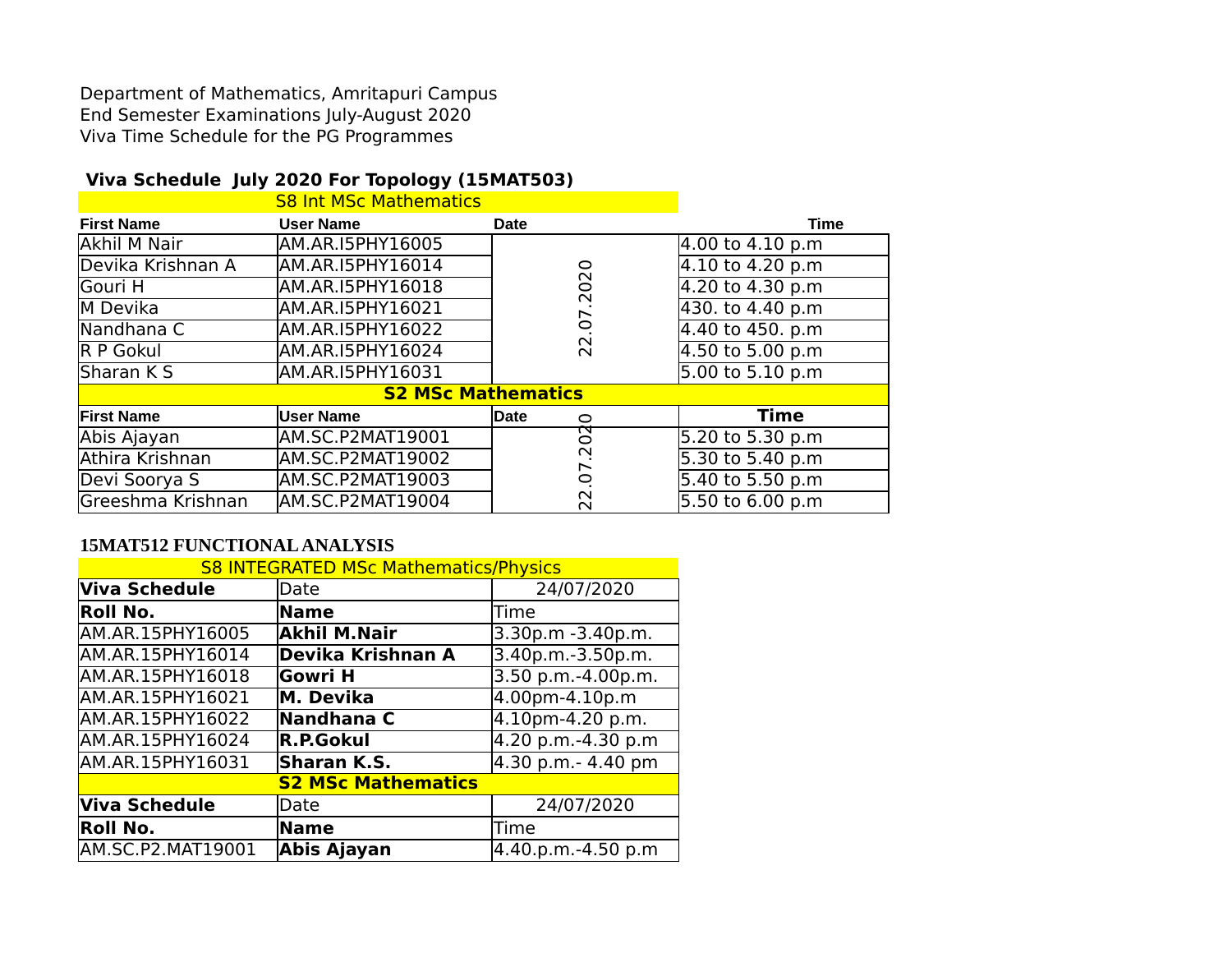Department of Mathematics, Amritapuri Campus
End Semester Examinations July-August 2020
Viva Time Schedule for the PG Programmes

## Viva Schedule July 2020 For Topology (15MAT503)

| S8 Int MSc Mathematics | | | |
|---|---|---|---|
| **First Name** | **User Name** | **Date** | **Time** |
| Akhil M Nair | AM.AR.I5PHY16005 | 22.07.2020 | 4.00 to 4.10 p.m |
| Devika Krishnan A | AM.AR.I5PHY16014 | | 4.10 to 4.20 p.m |
| Gouri H | AM.AR.I5PHY16018 | | 4.20 to 4.30 p.m |
| M Devika | AM.AR.I5PHY16021 | | 430. to 4.40 p.m |
| Nandhana C | AM.AR.I5PHY16022 | | 4.40 to 450. p.m |
| R P Gokul | AM.AR.I5PHY16024 | | 4.50 to 5.00 p.m |
| Sharan K S | AM.AR.I5PHY16031 | | 5.00 to 5.10 p.m |
| **S2 MSc Mathematics** | | | |
| **First Name** | **User Name** | **Date** | **Time** |
| Abis Ajayan | AM.SC.P2MAT19001 | 22.07.2020 | 5.20 to 5.30 p.m |
| Athira Krishnan | AM.SC.P2MAT19002 | | 5.30 to 5.40 p.m |
| Devi Soorya S | AM.SC.P2MAT19003 | | 5.40 to 5.50 p.m |
| Greeshma Krishnan | AM.SC.P2MAT19004 | | 5.50 to 6.00 p.m |

## 15MAT512 FUNCTIONAL ANALYSIS

| S8 INTEGRATED MSc Mathematics/Physics | | |
|---|---|---|
| **Viva Schedule** | Date | 24/07/2020 |
| **Roll No.** | **Name** | Time |
| AM.AR.15PHY16005 | **Akhil M.Nair** | 3.30p.m -3.40p.m. |
| AM.AR.15PHY16014 | **Devika Krishnan A** | 3.40p.m.-3.50p.m. |
| AM.AR.15PHY16018 | **Gowri H** | 3.50 p.m.-4.00p.m. |
| AM.AR.15PHY16021 | **M. Devika** | 4.00pm-4.10p.m |
| AM.AR.15PHY16022 | **Nandhana C** | 4.10pm-4.20 p.m. |
| AM.AR.15PHY16024 | **R.P.Gokul** | 4.20 p.m.-4.30 p.m |
| AM.AR.15PHY16031 | **Sharan K.S.** | 4.30 p.m.- 4.40 pm |
| **S2 MSc Mathematics** | | |
| **Viva Schedule** | Date | 24/07/2020 |
| **Roll No.** | **Name** | Time |
| AM.SC.P2.MAT19001 | **Abis Ajayan** | 4.40.p.m.-4.50 p.m |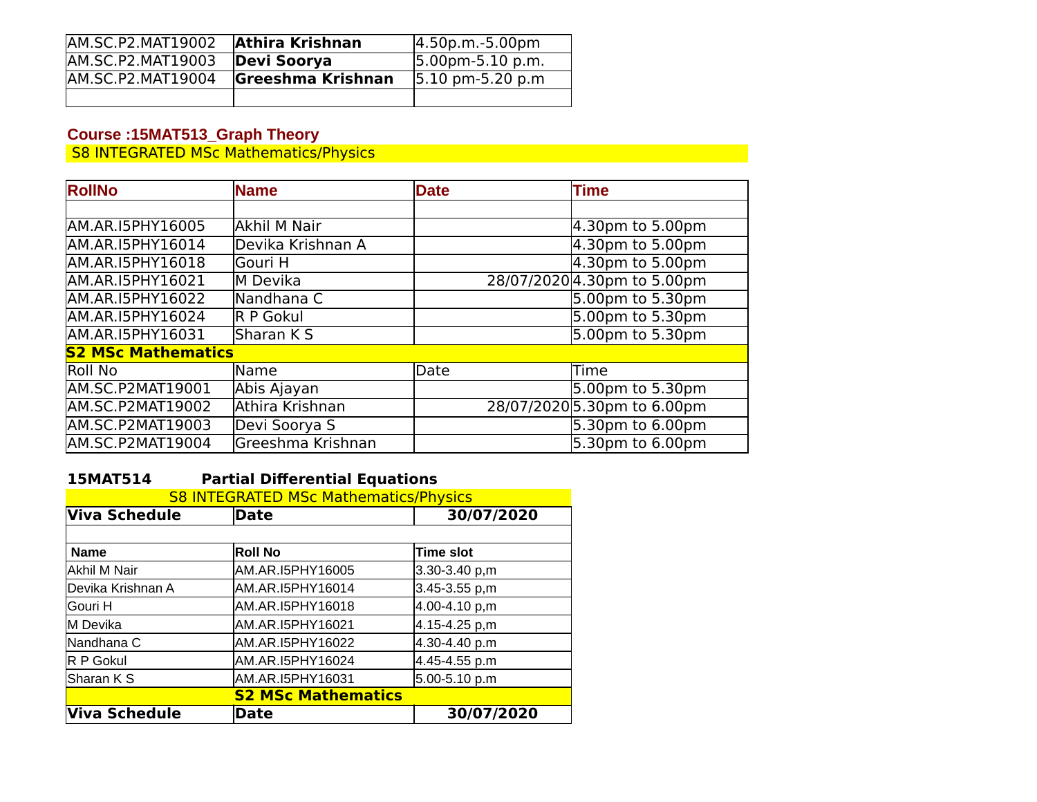| | | |
|---|---|---|
| AM.SC.P2.MAT19002 | **Athira Krishnan** | 4.50p.m.-5.00pm |
| AM.SC.P2.MAT19003 | **Devi Soorya** | 5.00pm-5.10 p.m. |
| AM.SC.P2.MAT19004 | **Greeshma Krishnan** | 5.10 pm-5.20 p.m |
| | | |

**Course :15MAT513_Graph Theory**

S8 INTEGRATED MSc Mathematics/Physics

| RollNo | Name | Date | Time |
|---|---|---|---|
| | | | |
| AM.AR.I5PHY16005 | Akhil M Nair | | 4.30pm to 5.00pm |
| AM.AR.I5PHY16014 | Devika Krishnan A | | 4.30pm to 5.00pm |
| AM.AR.I5PHY16018 | Gouri H | | 4.30pm to 5.00pm |
| AM.AR.I5PHY16021 | M Devika | 28/07/2020 | 4.30pm to 5.00pm |
| AM.AR.I5PHY16022 | Nandhana C | | 5.00pm to 5.30pm |
| AM.AR.I5PHY16024 | R P Gokul | | 5.00pm to 5.30pm |
| AM.AR.I5PHY16031 | Sharan K S | | 5.00pm to 5.30pm |
| **S2 MSc Mathematics** | | | |
| Roll No | Name | Date | Time |
| AM.SC.P2MAT19001 | Abis Ajayan | | 5.00pm to 5.30pm |
| AM.SC.P2MAT19002 | Athira Krishnan | 28/07/2020 | 5.30pm to 6.00pm |
| AM.SC.P2MAT19003 | Devi Soorya S | | 5.30pm to 6.00pm |
| AM.SC.P2MAT19004 | Greeshma Krishnan | | 5.30pm to 6.00pm |

**15MAT514 Partial Differential Equations**

S8 INTEGRATED MSc Mathematics/Physics

| **Viva Schedule** | **Date** | **30/07/2020** |
|---|---|---|
| | | |
| **Name** | **Roll No** | **Time slot** |
| Akhil M Nair | AM.AR.I5PHY16005 | 3.30-3.40 p,m |
| Devika Krishnan A | AM.AR.I5PHY16014 | 3.45-3.55 p,m |
| Gouri H | AM.AR.I5PHY16018 | 4.00-4.10 p,m |
| M Devika | AM.AR.I5PHY16021 | 4.15-4.25 p,m |
| Nandhana C | AM.AR.I5PHY16022 | 4.30-4.40 p.m |
| R P Gokul | AM.AR.I5PHY16024 | 4.45-4.55 p.m |
| Sharan K S | AM.AR.I5PHY16031 | 5.00-5.10 p.m |
| | **S2 MSc Mathematics** | |
| **Viva Schedule** | **Date** | **30/07/2020** |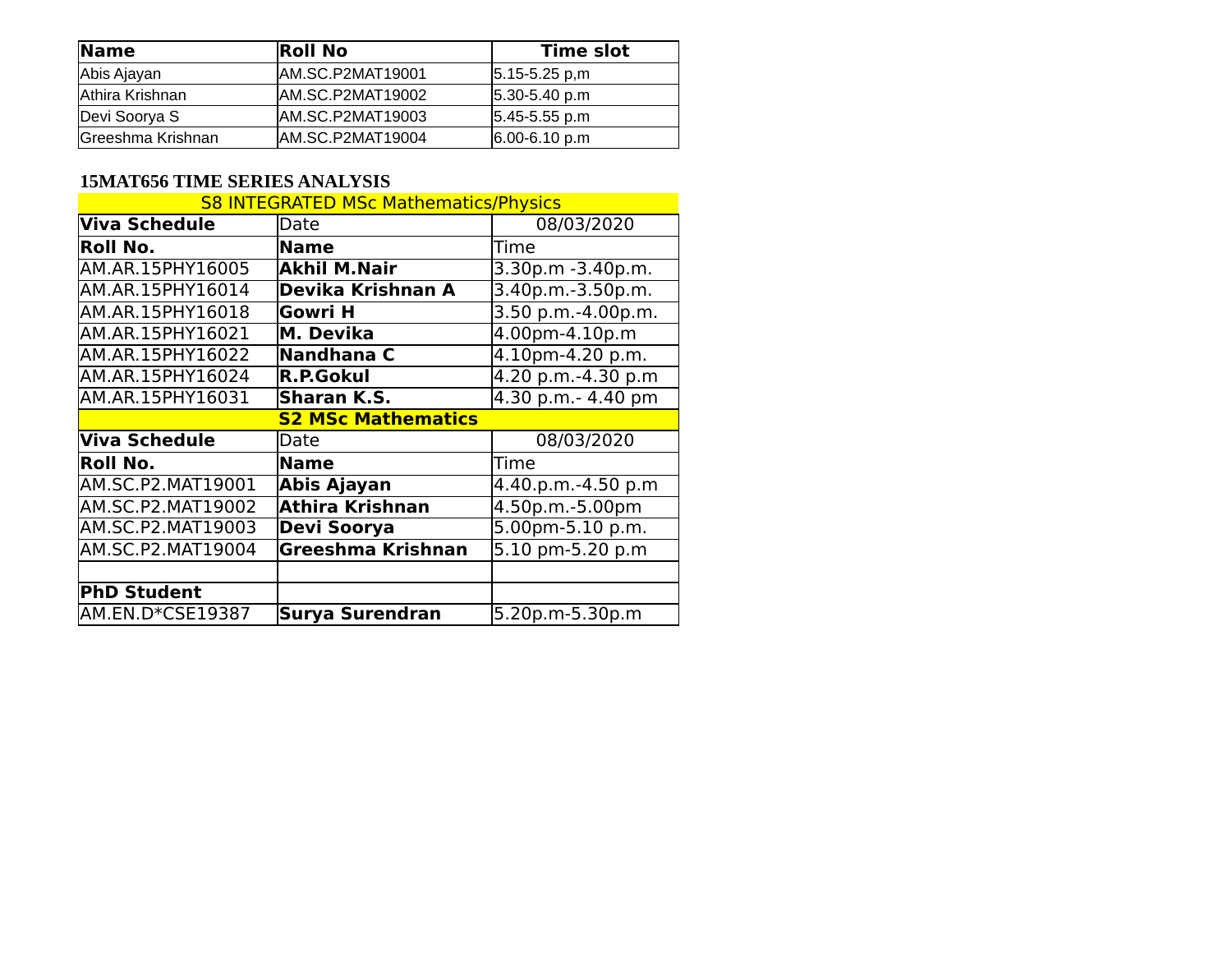| **Name** | **Roll No** | **Time slot** |
|---|---|---|
| Abis Ajayan | AM.SC.P2MAT19001 | 5.15-5.25 p,m |
| Athira Krishnan | AM.SC.P2MAT19002 | 5.30-5.40 p.m |
| Devi Soorya S | AM.SC.P2MAT19003 | 5.45-5.55 p.m |
| Greeshma Krishnan | AM.SC.P2MAT19004 | 6.00-6.10 p.m |

**15MAT656 TIME SERIES ANALYSIS**

| S8 INTEGRATED MSc Mathematics/Physics | | |
|---|---|---|
| **Viva Schedule** | Date | 08/03/2020 |
| **Roll No.** | **Name** | Time |
| AM.AR.15PHY16005 | **Akhil M.Nair** | 3.30p.m -3.40p.m. |
| AM.AR.15PHY16014 | **Devika Krishnan A** | 3.40p.m.-3.50p.m. |
| AM.AR.15PHY16018 | **Gowri H** | 3.50 p.m.-4.00p.m. |
| AM.AR.15PHY16021 | **M. Devika** | 4.00pm-4.10p.m |
| AM.AR.15PHY16022 | **Nandhana C** | 4.10pm-4.20 p.m. |
| AM.AR.15PHY16024 | **R.P.Gokul** | 4.20 p.m.-4.30 p.m |
| AM.AR.15PHY16031 | **Sharan K.S.** | 4.30 p.m.- 4.40 pm |
| | **S2 MSc Mathematics** | |
| **Viva Schedule** | Date | 08/03/2020 |
| **Roll No.** | **Name** | Time |
| AM.SC.P2.MAT19001 | **Abis Ajayan** | 4.40.p.m.-4.50 p.m |
| AM.SC.P2.MAT19002 | **Athira Krishnan** | 4.50p.m.-5.00pm |
| AM.SC.P2.MAT19003 | **Devi Soorya** | 5.00pm-5.10 p.m. |
| AM.SC.P2.MAT19004 | **Greeshma Krishnan** | 5.10 pm-5.20 p.m |
| | | |
| **PhD Student** | | |
| AM.EN.D*CSE19387 | **Surya Surendran** | 5.20p.m-5.30p.m |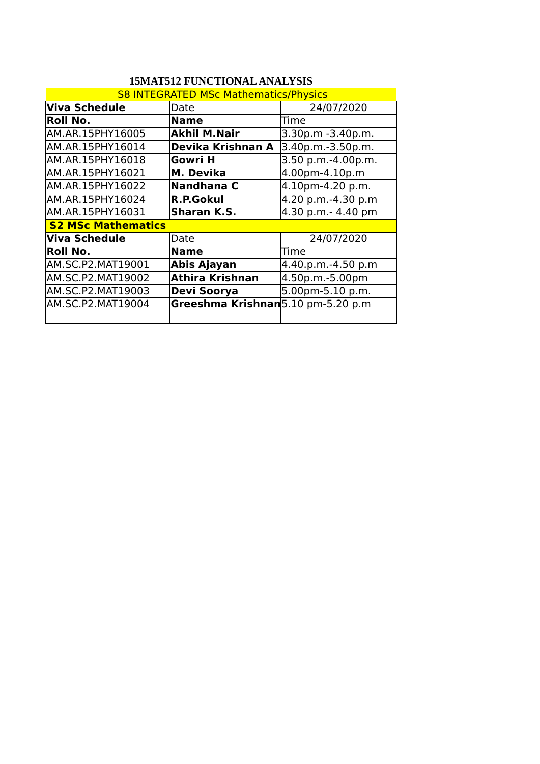# 15MAT512 FUNCTIONAL ANALYSIS

| S8 INTEGRATED MSc Mathematics/Physics | | |
|---|---|---|
| **Viva Schedule** | Date | 24/07/2020 |
| **Roll No.** | **Name** | Time |
| AM.AR.15PHY16005 | **Akhil M.Nair** | 3.30p.m -3.40p.m. |
| AM.AR.15PHY16014 | **Devika Krishnan A** | 3.40p.m.-3.50p.m. |
| AM.AR.15PHY16018 | **Gowri H** | 3.50 p.m.-4.00p.m. |
| AM.AR.15PHY16021 | **M. Devika** | 4.00pm-4.10p.m |
| AM.AR.15PHY16022 | **Nandhana C** | 4.10pm-4.20 p.m. |
| AM.AR.15PHY16024 | **R.P.Gokul** | 4.20 p.m.-4.30 p.m |
| AM.AR.15PHY16031 | **Sharan K.S.** | 4.30 p.m.- 4.40 pm |
| **S2 MSc Mathematics** | | |
| **Viva Schedule** | Date | 24/07/2020 |
| **Roll No.** | **Name** | Time |
| AM.SC.P2.MAT19001 | **Abis Ajayan** | 4.40.p.m.-4.50 p.m |
| AM.SC.P2.MAT19002 | **Athira Krishnan** | 4.50p.m.-5.00pm |
| AM.SC.P2.MAT19003 | **Devi Soorya** | 5.00pm-5.10 p.m. |
| AM.SC.P2.MAT19004 | **Greeshma Krishnan** | 5.10 pm-5.20 p.m |
| | | |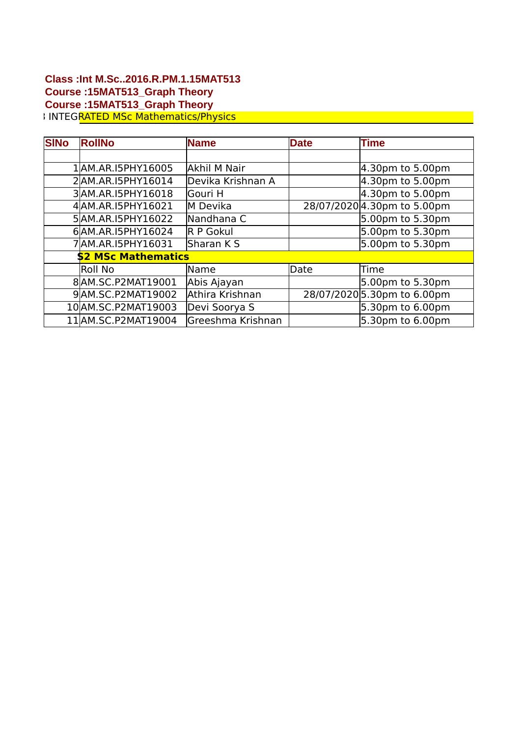**Class :Int M.Sc..2016.R.PM.1.15MAT513**
**Course :15MAT513_Graph Theory**
**Course :15MAT513_Graph Theory**

; INTEGRATED MSc Mathematics/Physics

| SlNo | RollNo | Name | Date | Time |
|---|---|---|---|---|
| | | | | |
| 1 | AM.AR.I5PHY16005 | Akhil M Nair | | 4.30pm to 5.00pm |
| 2 | AM.AR.I5PHY16014 | Devika Krishnan A | | 4.30pm to 5.00pm |
| 3 | AM.AR.I5PHY16018 | Gouri H | | 4.30pm to 5.00pm |
| 4 | AM.AR.I5PHY16021 | M Devika | 28/07/2020 | 4.30pm to 5.00pm |
| 5 | AM.AR.I5PHY16022 | Nandhana C | | 5.00pm to 5.30pm |
| 6 | AM.AR.I5PHY16024 | R P Gokul | | 5.00pm to 5.30pm |
| 7 | AM.AR.I5PHY16031 | Sharan K S | | 5.00pm to 5.30pm |
| | **S2 MSc Mathematics** | | | |
| | Roll No | Name | Date | Time |
| 8 | AM.SC.P2MAT19001 | Abis Ajayan | | 5.00pm to 5.30pm |
| 9 | AM.SC.P2MAT19002 | Athira Krishnan | 28/07/2020 | 5.30pm to 6.00pm |
| 10 | AM.SC.P2MAT19003 | Devi Soorya S | | 5.30pm to 6.00pm |
| 11 | AM.SC.P2MAT19004 | Greeshma Krishnan | | 5.30pm to 6.00pm |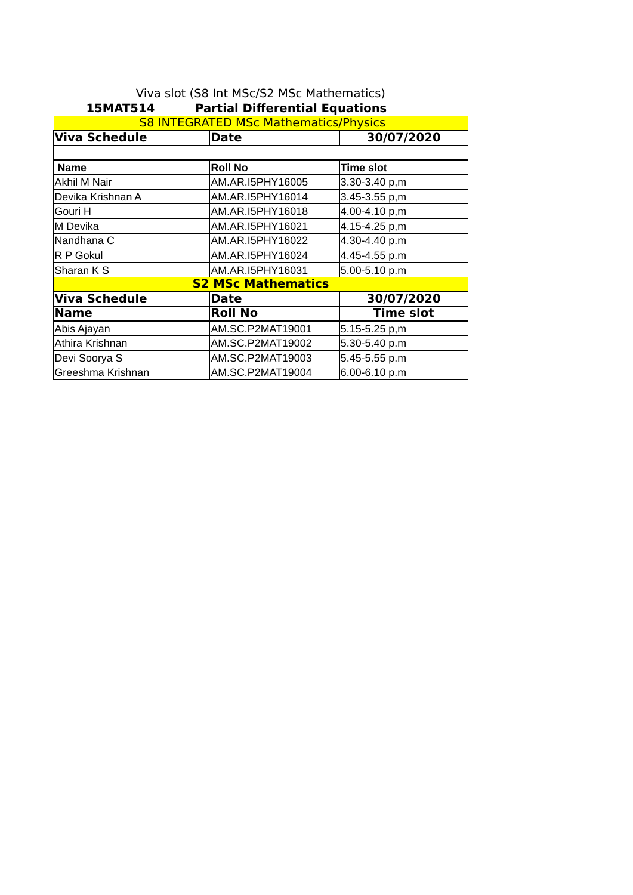Viva slot (S8 Int MSc/S2 MSc Mathematics)

**15MAT514 Partial Differential Equations**

S8 INTEGRATED MSc Mathematics/Physics

| **Viva Schedule** | **Date** | **30/07/2020** |
|---|---|---|
| | | |
| **Name** | **Roll No** | **Time slot** |
| Akhil M Nair | AM.AR.I5PHY16005 | 3.30-3.40 p,m |
| Devika Krishnan A | AM.AR.I5PHY16014 | 3.45-3.55 p,m |
| Gouri H | AM.AR.I5PHY16018 | 4.00-4.10 p,m |
| M Devika | AM.AR.I5PHY16021 | 4.15-4.25 p,m |
| Nandhana C | AM.AR.I5PHY16022 | 4.30-4.40 p.m |
| R P Gokul | AM.AR.I5PHY16024 | 4.45-4.55 p.m |
| Sharan K S | AM.AR.I5PHY16031 | 5.00-5.10 p.m |

**S2 MSc Mathematics**

| **Viva Schedule** | **Date** | **30/07/2020** |
|---|---|---|
| **Name** | **Roll No** | **Time slot** |
| Abis Ajayan | AM.SC.P2MAT19001 | 5.15-5.25 p,m |
| Athira Krishnan | AM.SC.P2MAT19002 | 5.30-5.40 p.m |
| Devi Soorya S | AM.SC.P2MAT19003 | 5.45-5.55 p.m |
| Greeshma Krishnan | AM.SC.P2MAT19004 | 6.00-6.10 p.m |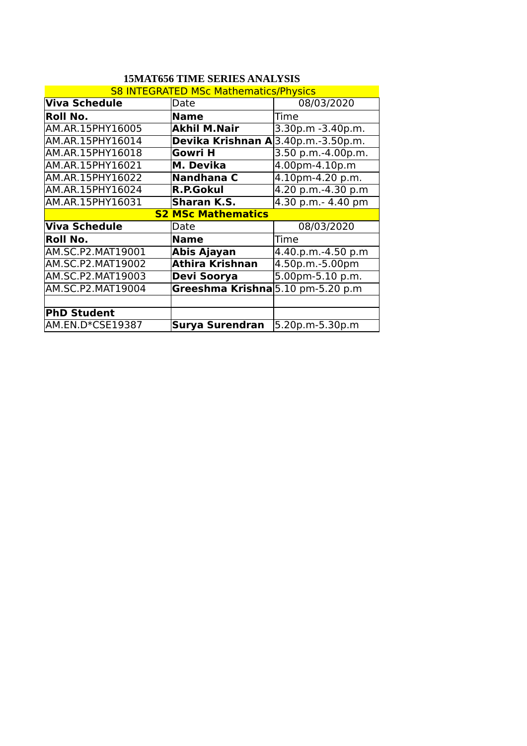# 15MAT656 TIME SERIES ANALYSIS

| S8 INTEGRATED MSc Mathematics/Physics | | |
|---|---|---|
| **Viva Schedule** | Date | 08/03/2020 |
| **Roll No.** | **Name** | Time |
| AM.AR.15PHY16005 | **Akhil M.Nair** | 3.30p.m -3.40p.m. |
| AM.AR.15PHY16014 | **Devika Krishnan A** | 3.40p.m.-3.50p.m. |
| AM.AR.15PHY16018 | **Gowri H** | 3.50 p.m.-4.00p.m. |
| AM.AR.15PHY16021 | **M. Devika** | 4.00pm-4.10p.m |
| AM.AR.15PHY16022 | **Nandhana C** | 4.10pm-4.20 p.m. |
| AM.AR.15PHY16024 | **R.P.Gokul** | 4.20 p.m.-4.30 p.m |
| AM.AR.15PHY16031 | **Sharan K.S.** | 4.30 p.m.- 4.40 pm |
| **S2 MSc Mathematics** | | |
| **Viva Schedule** | Date | 08/03/2020 |
| **Roll No.** | **Name** | Time |
| AM.SC.P2.MAT19001 | **Abis Ajayan** | 4.40.p.m.-4.50 p.m |
| AM.SC.P2.MAT19002 | **Athira Krishnan** | 4.50p.m.-5.00pm |
| AM.SC.P2.MAT19003 | **Devi Soorya** | 5.00pm-5.10 p.m. |
| AM.SC.P2.MAT19004 | **Greeshma Krishna** | 5.10 pm-5.20 p.m |
| | | |
| **PhD Student** | | |
| AM.EN.D*CSE19387 | **Surya Surendran** | 5.20p.m-5.30p.m |